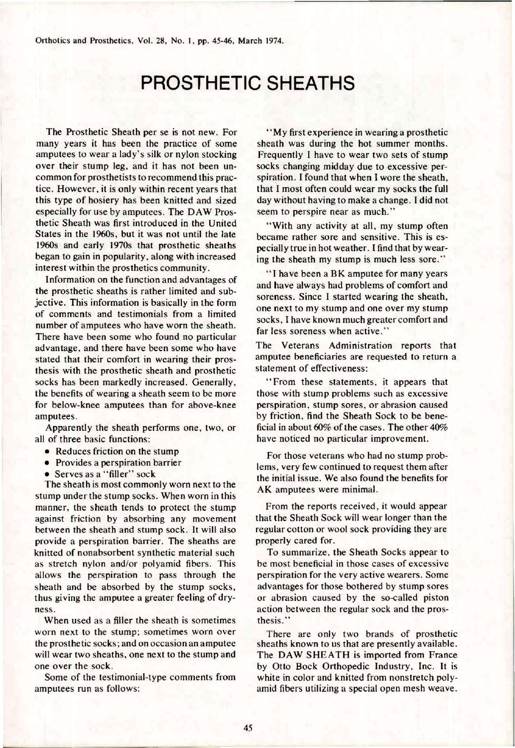# PROSTHETIC SHEATHS

The Prosthetic Sheath per se is not new. For many years it has been the practice of some amputees to wear a lady's silk or nylon stocking over their stump leg, and it has not been uncommon for prosthetists to recommend this practice. However, it is only within recent years that this type of hosiery has been knitted and sized especially for use by amputees. The DAW Prosthetic Sheath was first introduced in the United States in the 1960s, but it was not until the late 1960s and early 1970s that prosthetic sheaths began to gain in popularity, along with increased interest within the prosthetics community.

Information on the function and advantages of the prosthetic sheaths is rather limited and subjective. This information is basically in the form of comments and testimonials from a limited number of amputees who have worn the sheath. There have been some who found no particular advantage, and there have been some who have stated that their comfort in wearing their prosthesis with the prosthetic sheath and prosthetic socks has been markedly increased. Generally, the benefits of wearing a sheath seem to be more for below-knee amputees than for above-knee amputees.

Apparently the sheath performs one, two, or all of three basic functions:

- Reduces friction on the stump
- Provides a perspiration barrier
- Serves as a "filler" sock

The sheath is most commonly worn next to the stump under the stump socks. When worn in this manner, the sheath tends to protect the stump against friction by absorbing any movement between the sheath and stump sock. It will also provide a perspiration barrier. The sheaths are knitted of nonabsorbent synthetic material such as stretch nylon and/or polyamid fibers. This allows the perspiration to pass through the sheath and be absorbed by the stump socks, thus giving the amputee a greater feeling of dryness.

When used as a filler the sheath is sometimes worn next to the stump; sometimes worn over the prosthetic socks; and on occasion an amputee will wear two sheaths, one next to the stump and one over the sock.

Some of the testimonial-type comments from amputees run as follows:

"My first experience in wearing a prosthetic sheath was during the hot summer months. Frequently I have to wear two sets of stump socks changing midday due to excessive perspiration. I found that when I wore the sheath, that I most often could wear my socks the full day without having to make a change. I did not seem to perspire near as much."

"With any activity at all, my stump often became rather sore and sensitive. This is especially true in hot weather. I find that by wearing the sheath my stump is much less sore."

"I have been a BK amputee for many years and have always had problems of comfort and soreness. Since I started wearing the sheath, one next to my stump and one over my stump socks, I have known much greater comfort and far less soreness when active."

The Veterans Administration reports that amputee beneficiaries are requested to return a statement of effectiveness:

"From these statements, it appears that those with stump problems such as excessive perspiration, stump sores, or abrasion caused by friction, find the Sheath Sock to be beneficial in about 60% of the cases. The other 40% have noticed no particular improvement.

For those veterans who had no stump problems, very few continued to request them after the initial issue. We also found the benefits for AK amputees were minimal.

From the reports received, it would appear that the Sheath Sock will wear longer than the regular cotton or wool sock providing they are properly cared for.

To summarize, the Sheath Socks appear to be most beneficial in those cases of excessive perspiration for the very active wearers. Some advantages for those bothered by stump sores or abrasion caused by the so-called piston action between the regular sock and the prosthesis."

There are only two brands of prosthetic sheaths known to us that are presently available. The DAW SHEATH is imported from France by Otto Bock Orthopedic Industry, Inc. It is white in color and knitted from nonstretch polyamid fibers utilizing a special open mesh weave.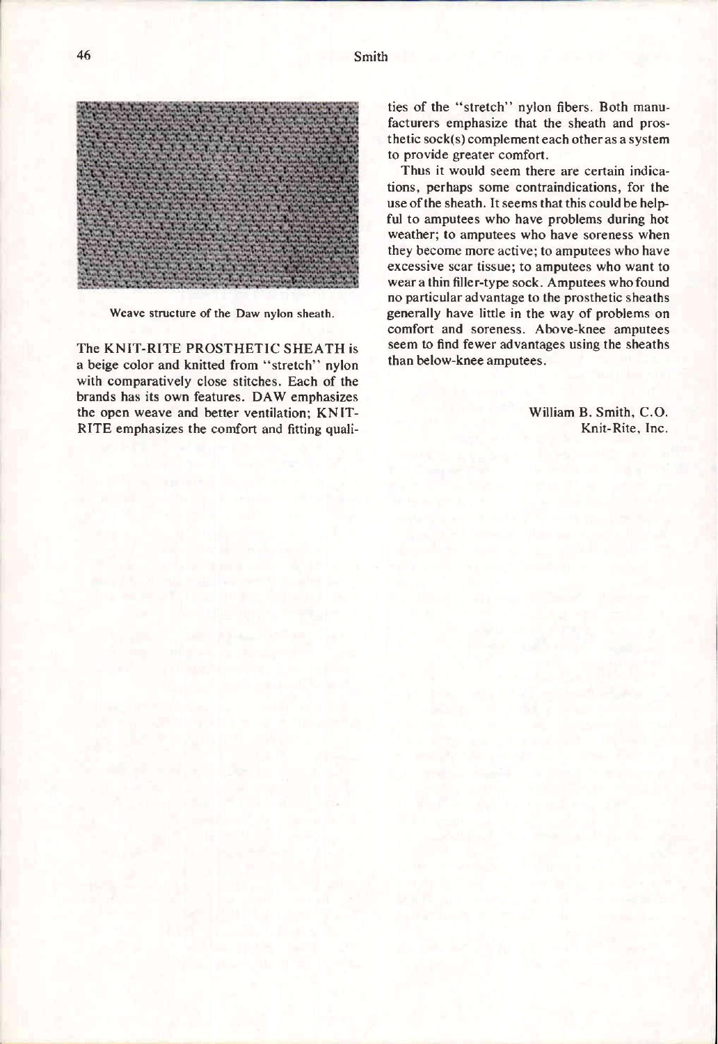Weave structure of the Daw nylon sheath.

The KNIT-RITE PROSTHETIC SHEATH is a beige color and knitted from "stretch" nylon with comparatively close stitches. Each of the brands has its own features. DAW emphasizes the open weave and better ventilation; KNIT-RITE emphasizes the comfort and fitting qualities of the "stretch" nylon fibers. Both manufacturers emphasize that the sheath and prosthetic sock(s) complement each other as a system to provide greater comfort.

Thus it would seem there are certain indications, perhaps some contraindications, for the use of the sheath. It seems that this could be helpful to amputees who have problems during hot weather; to amputees who have soreness when they become more active; to amputees who have excessive scar tissue; to amputees who want to wear a thin filler-type sock. Amputees who found no particular advantage to the prosthetic sheaths generally have little in the way of problems on comfort and soreness. Above-knee amputees seem to find fewer advantages using the sheaths than below-knee amputees.

William B. Smith, C.O.
Knit-Rite, Inc.